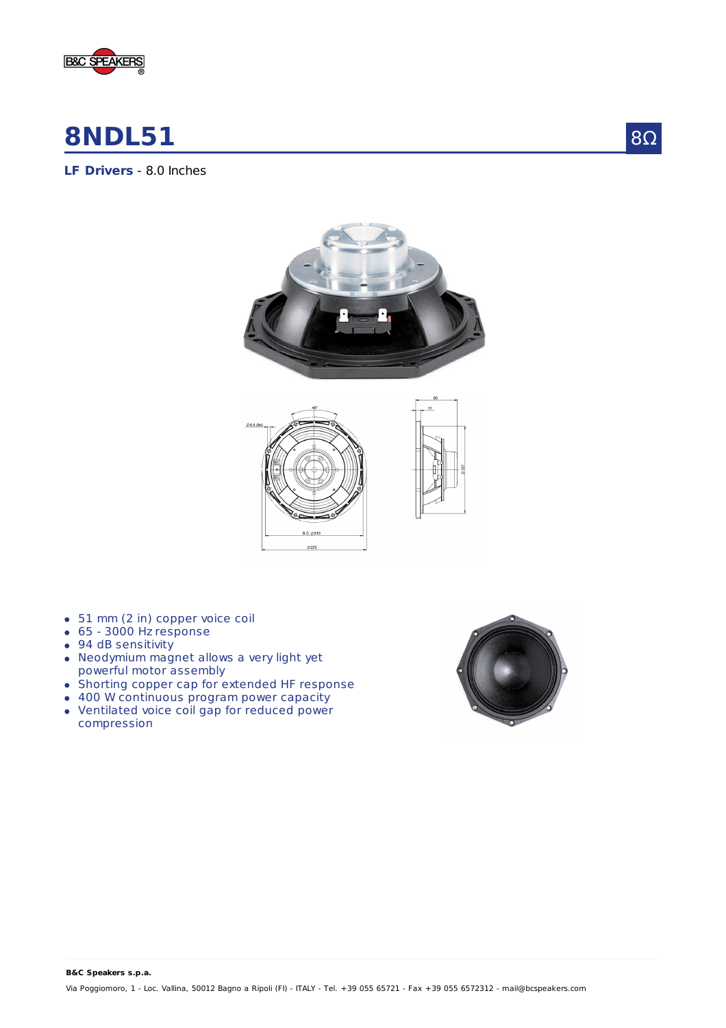# 8NDL51

8Ω

**LF Drivers** - 8.0 Inches

- 51 mm (2 in) copper voice coil
- 65 - 3000 Hz response
- 94 dB sensitivity
- Neodymium magnet allows a very light yet powerful motor assembly
- Shorting copper cap for extended HF response
- 400 W continuous program power capacity
- Ventilated voice coil gap for reduced power compression

**B&C Speakers s.p.a.**

Via Poggiomoro, 1 - Loc. Vallina, 50012 Bagno a Ripoli (FI) - ITALY - Tel. +39 055 65721 - Fax +39 055 6572312 - mail@bcspeakers.com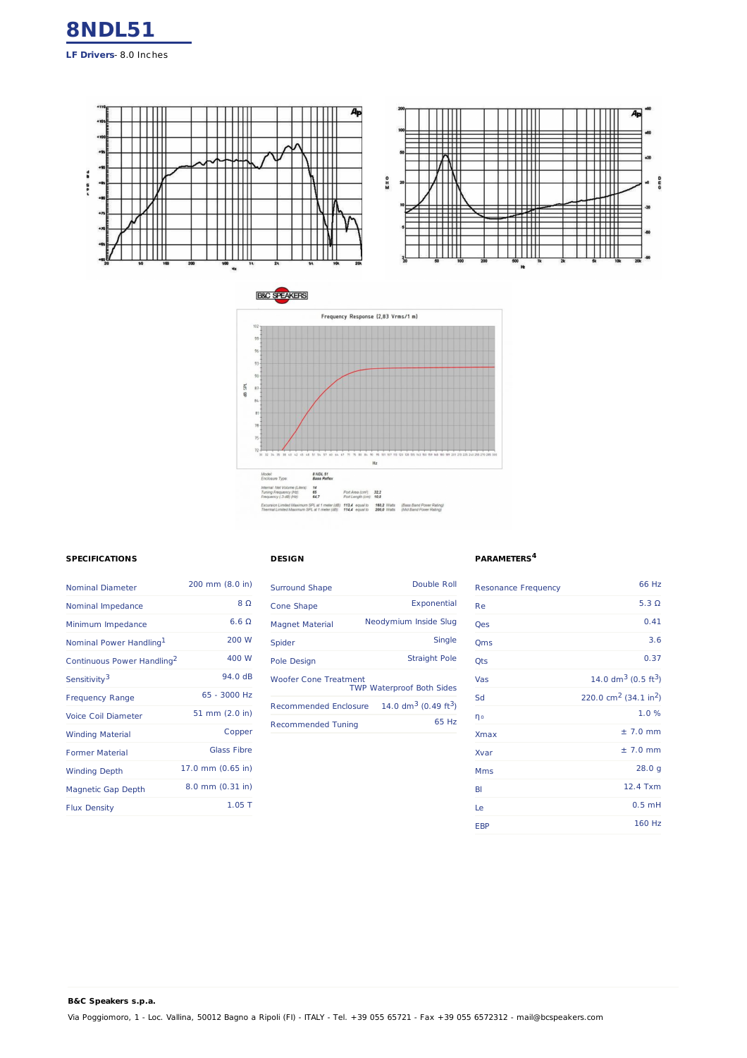# 8NDL51

**LF Drivers**- 8.0 Inches

Frequency Response (2,83 Vrms/1 m)

| | |
|---|---|
| Model: | 8 NDL 51 |
| Enclosure Type: | Bass Reflex |
| Internal Net Volume (Liters): | 14 |
| Tuning Frequency (Hz): | 65 |
| Frequency (-3 dB) (Hz): | 64,7 |
| Port Area (cm²): | 32,2 |
| Port Length (cm): | 10,0 |
| Excursion Limited Maximum SPL at 1 meter (dB): | 112,4 equal to 180,2 Watts (Bass Band Power Rating) |
| Thermal Limited Maximum SPL at 1 meter (dB): | 114,4 equal to 200,0 Watts (Mid Band Power Rating) |

## SPECIFICATIONS

| | |
|---|---|
| Nominal Diameter | 200 mm (8.0 in) |
| Nominal Impedance | 8 Ω |
| Minimum Impedance | 6.6 Ω |
| Nominal Power Handling[1] | 200 W |
| Continuous Power Handling[2] | 400 W |
| Sensitivity[3] | 94.0 dB |
| Frequency Range | 65 - 3000 Hz |
| Voice Coil Diameter | 51 mm (2.0 in) |
| Winding Material | Copper |
| Former Material | Glass Fibre |
| Winding Depth | 17.0 mm (0.65 in) |
| Magnetic Gap Depth | 8.0 mm (0.31 in) |
| Flux Density | 1.05 T |

## DESIGN

| | |
|---|---|
| Surround Shape | Double Roll |
| Cone Shape | Exponential |
| Magnet Material | Neodymium Inside Slug |
| Spider | Single |
| Pole Design | Straight Pole |
| Woofer Cone Treatment | TWP Waterproof Both Sides |
| Recommended Enclosure | 14.0 $dm^3$ (0.49 $ft^3$) |
| Recommended Tuning | 65 Hz |

## PARAMETERS[4]

| | |
|---|---|
| Resonance Frequency | 66 Hz |
| Re | 5.3 Ω |
| Qes | 0.41 |
| Qms | 3.6 |
| Qts | 0.37 |
| Vas | 14.0 $dm^3$ (0.5 $ft^3$) |
| Sd | 220.0 $cm^2$ (34.1 $in^2$) |
| $\eta_0$ | 1.0 % |
| Xmax | ± 7.0 mm |
| Xvar | ± 7.0 mm |
| Mms | 28.0 g |
| Bl | 12.4 Txm |
| Le | 0.5 mH |
| EBP | 160 Hz |

**B&C Speakers s.p.a.**

Via Poggiomoro, 1 - Loc. Vallina, 50012 Bagno a Ripoli (FI) - ITALY - Tel. +39 055 65721 - Fax +39 055 6572312 - mail@bcspeakers.com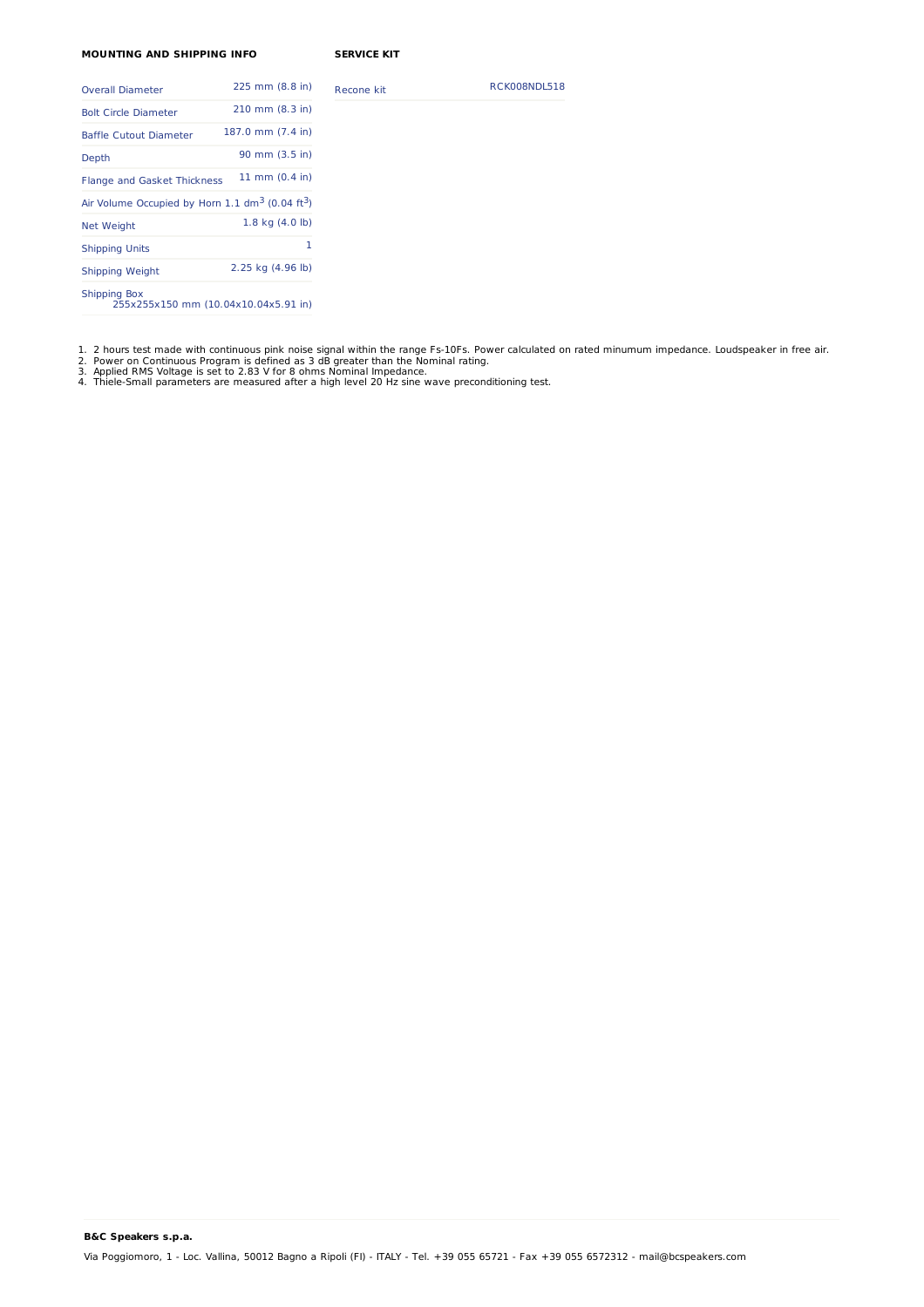**MOUNTING AND SHIPPING INFO**

| | |
|---|---|
| Overall Diameter | 225 mm (8.8 in) |
| Bolt Circle Diameter | 210 mm (8.3 in) |
| Baffle Cutout Diameter | 187.0 mm (7.4 in) |
| Depth | 90 mm (3.5 in) |
| Flange and Gasket Thickness | 11 mm (0.4 in) |
| Air Volume Occupied by Horn | 1.1 $dm^3$ (0.04 $ft^3$) |
| Net Weight | 1.8 kg (4.0 lb) |
| Shipping Units | 1 |
| Shipping Weight | 2.25 kg (4.96 lb) |
| Shipping Box | 255x255x150 mm (10.04x10.04x5.91 in) |

**SERVICE KIT**

| | |
|---|---|
| Recone kit | RCK008NDL518 |

1. 2 hours test made with continuous pink noise signal within the range Fs-10Fs. Power calculated on rated minumum impedance. Loudspeaker in free air.
2. Power on Continuous Program is defined as 3 dB greater than the Nominal rating.
3. Applied RMS Voltage is set to 2.83 V for 8 ohms Nominal Impedance.
4. Thiele-Small parameters are measured after a high level 20 Hz sine wave preconditioning test.

**B&C Speakers s.p.a.**

Via Poggiomoro, 1 - Loc. Vallina, 50012 Bagno a Ripoli (FI) - ITALY - Tel. +39 055 65721 - Fax +39 055 6572312 - mail@bcspeakers.com